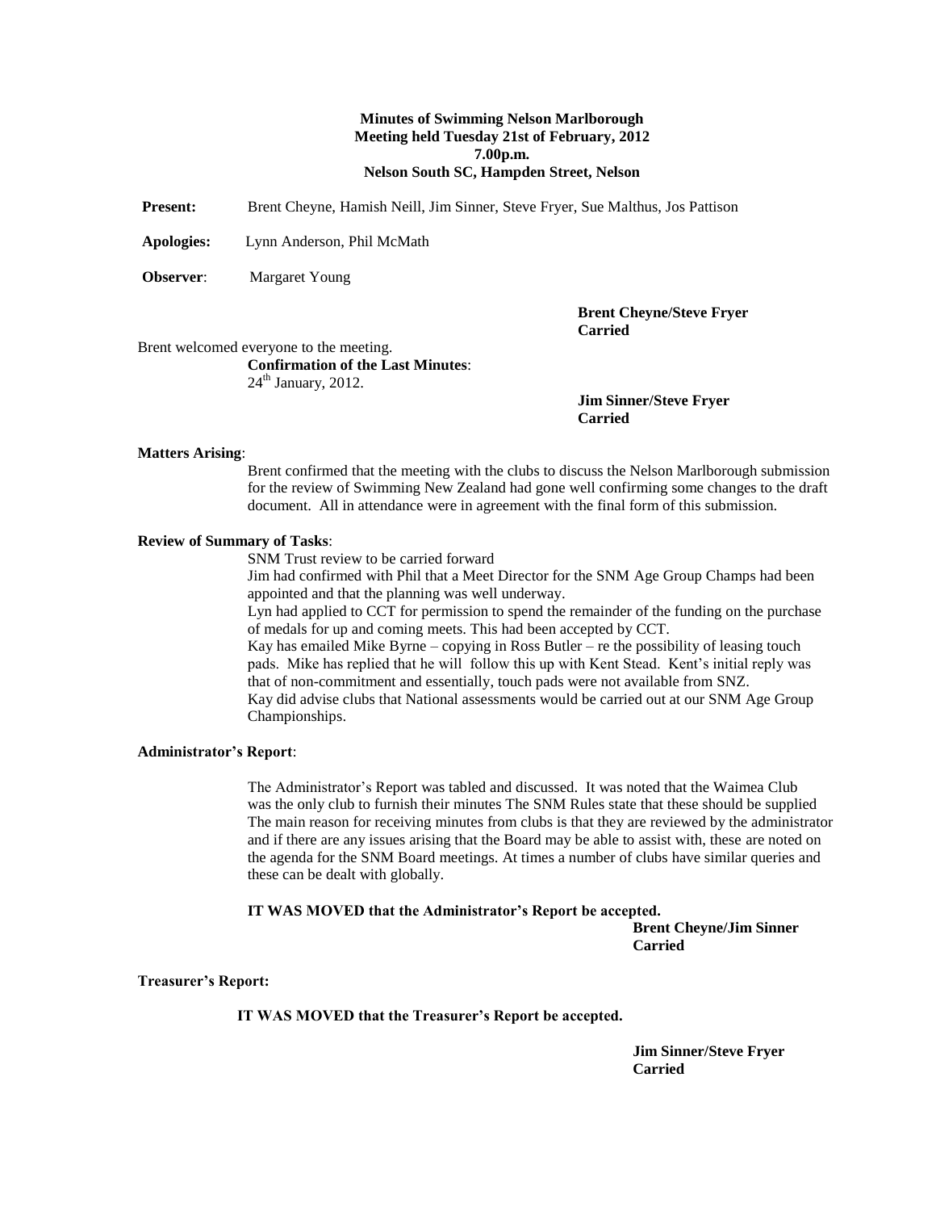**Minutes of Swimming Nelson Marlborough**
**Meeting held Tuesday 21st of February, 2012**
**7.00p.m.**
**Nelson South SC, Hampden Street, Nelson**

**Present:** Brent Cheyne, Hamish Neill, Jim Sinner, Steve Fryer, Sue Malthus, Jos Pattison

**Apologies:** Lynn Anderson, Phil McMath

**Observer**: Margaret Young

**Brent Cheyne/Steve Fryer**
**Carried**

Brent welcomed everyone to the meeting.

**Confirmation of the Last Minutes**:
24th January, 2012.

**Jim Sinner/Steve Fryer**
**Carried**

**Matters Arising**:

Brent confirmed that the meeting with the clubs to discuss the Nelson Marlborough submission for the review of Swimming New Zealand had gone well confirming some changes to the draft document. All in attendance were in agreement with the final form of this submission.

**Review of Summary of Tasks**:

SNM Trust review to be carried forward

Jim had confirmed with Phil that a Meet Director for the SNM Age Group Champs had been appointed and that the planning was well underway.

Lyn had applied to CCT for permission to spend the remainder of the funding on the purchase of medals for up and coming meets. This had been accepted by CCT.

Kay has emailed Mike Byrne – copying in Ross Butler – re the possibility of leasing touch pads. Mike has replied that he will follow this up with Kent Stead. Kent's initial reply was that of non-commitment and essentially, touch pads were not available from SNZ.

Kay did advise clubs that National assessments would be carried out at our SNM Age Group Championships.

**Administrator's Report**:

The Administrator's Report was tabled and discussed. It was noted that the Waimea Club was the only club to furnish their minutes The SNM Rules state that these should be supplied The main reason for receiving minutes from clubs is that they are reviewed by the administrator and if there are any issues arising that the Board may be able to assist with, these are noted on the agenda for the SNM Board meetings. At times a number of clubs have similar queries and these can be dealt with globally.

**IT WAS MOVED that the Administrator's Report be accepted.**

**Brent Cheyne/Jim Sinner**
**Carried**

**Treasurer's Report:**

**IT WAS MOVED that the Treasurer's Report be accepted.**

**Jim Sinner/Steve Fryer**
**Carried**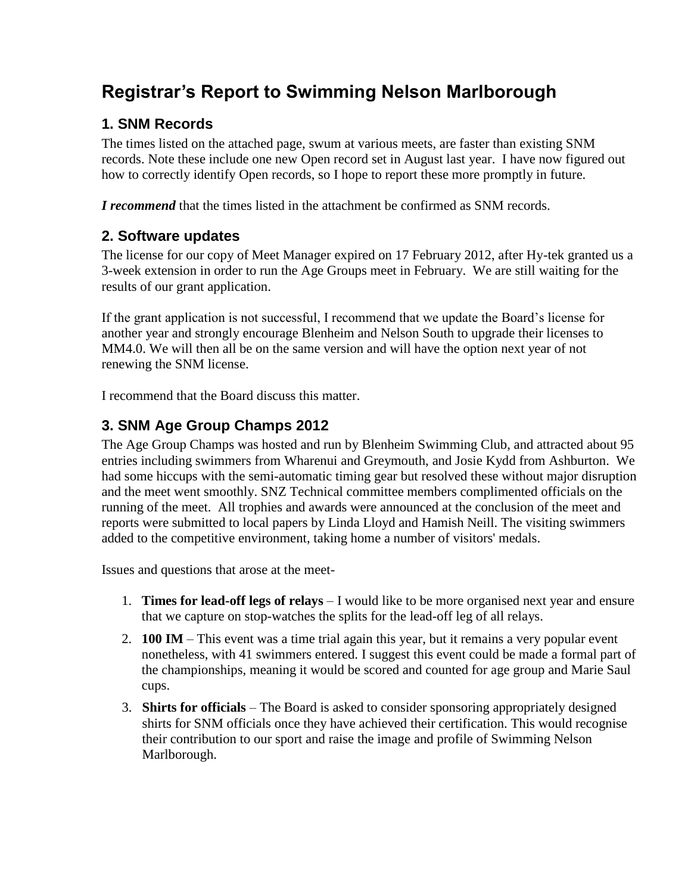# Registrar's Report to Swimming Nelson Marlborough

## 1. SNM Records

The times listed on the attached page, swum at various meets, are faster than existing SNM records. Note these include one new Open record set in August last year. I have now figured out how to correctly identify Open records, so I hope to report these more promptly in future.

***I recommend*** that the times listed in the attachment be confirmed as SNM records.

## 2. Software updates

The license for our copy of Meet Manager expired on 17 February 2012, after Hy-tek granted us a 3-week extension in order to run the Age Groups meet in February. We are still waiting for the results of our grant application.

If the grant application is not successful, I recommend that we update the Board's license for another year and strongly encourage Blenheim and Nelson South to upgrade their licenses to MM4.0. We will then all be on the same version and will have the option next year of not renewing the SNM license.

I recommend that the Board discuss this matter.

## 3. SNM Age Group Champs 2012

The Age Group Champs was hosted and run by Blenheim Swimming Club, and attracted about 95 entries including swimmers from Wharenui and Greymouth, and Josie Kydd from Ashburton. We had some hiccups with the semi-automatic timing gear but resolved these without major disruption and the meet went smoothly. SNZ Technical committee members complimented officials on the running of the meet. All trophies and awards were announced at the conclusion of the meet and reports were submitted to local papers by Linda Lloyd and Hamish Neill. The visiting swimmers added to the competitive environment, taking home a number of visitors' medals.

Issues and questions that arose at the meet-

1. **Times for lead-off legs of relays** – I would like to be more organised next year and ensure that we capture on stop-watches the splits for the lead-off leg of all relays.
2. **100 IM** – This event was a time trial again this year, but it remains a very popular event nonetheless, with 41 swimmers entered. I suggest this event could be made a formal part of the championships, meaning it would be scored and counted for age group and Marie Saul cups.
3. **Shirts for officials** – The Board is asked to consider sponsoring appropriately designed shirts for SNM officials once they have achieved their certification. This would recognise their contribution to our sport and raise the image and profile of Swimming Nelson Marlborough.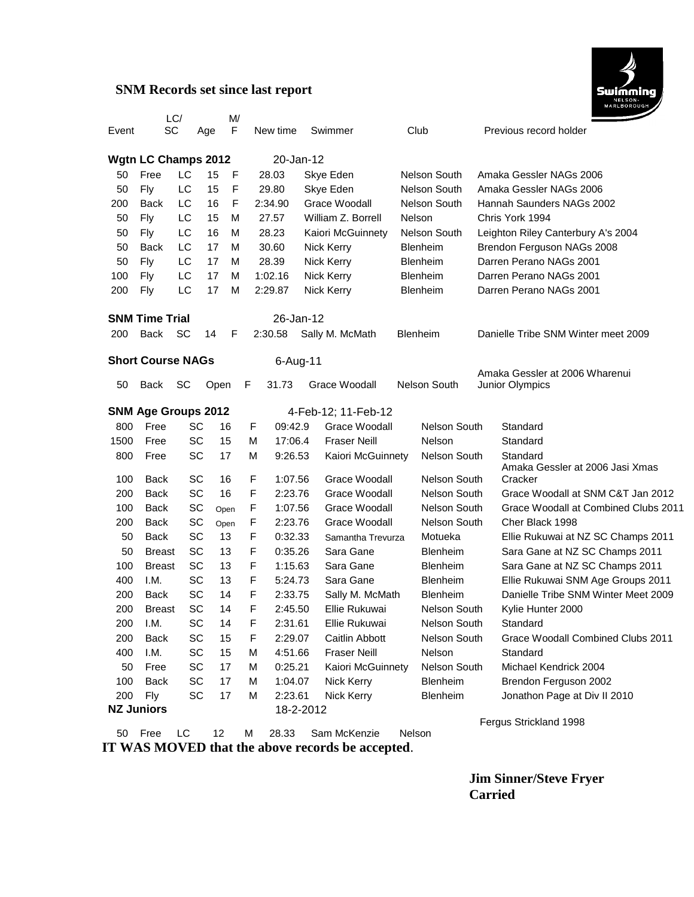## SNM Records set since last report

| Event | | LC/SC | Age | M/F | New time | Swimmer | Club | Previous record holder |
|---|---|---|---|---|---|---|---|---|
| **Wgtn LC Champs 2012** | | | | | 20-Jan-12 | | | |
| 50 | Free | LC | 15 | F | 28.03 | Skye Eden | Nelson South | Amaka Gessler NAGs 2006 |
| 50 | Fly | LC | 15 | F | 29.80 | Skye Eden | Nelson South | Amaka Gessler NAGs 2006 |
| 200 | Back | LC | 16 | F | 2:34.90 | Grace Woodall | Nelson South | Hannah Saunders NAGs 2002 |
| 50 | Fly | LC | 15 | M | 27.57 | William Z. Borrell | Nelson | Chris York 1994 |
| 50 | Fly | LC | 16 | M | 28.23 | Kaiori McGuinnety | Nelson South | Leighton Riley Canterbury A's 2004 |
| 50 | Back | LC | 17 | M | 30.60 | Nick Kerry | Blenheim | Brendon Ferguson NAGs 2008 |
| 50 | Fly | LC | 17 | M | 28.39 | Nick Kerry | Blenheim | Darren Perano NAGs 2001 |
| 100 | Fly | LC | 17 | M | 1:02.16 | Nick Kerry | Blenheim | Darren Perano NAGs 2001 |
| 200 | Fly | LC | 17 | M | 2:29.87 | Nick Kerry | Blenheim | Darren Perano NAGs 2001 |
| **SNM Time Trial** | | | | | 26-Jan-12 | | | |
| 200 | Back | SC | 14 | F | 2:30.58 | Sally M. McMath | Blenheim | Danielle Tribe SNM Winter meet 2009 |
| **Short Course NAGs** | | | | | 6-Aug-11 | | | |
| 50 | Back | SC | Open | F | 31.73 | Grace Woodall | Nelson South | Amaka Gessler at 2006 Wharenui Junior Olympics |
| **SNM Age Groups 2012** | | | | | 4-Feb-12; 11-Feb-12 | | | |
| 800 | Free | SC | 16 | F | 09:42.9 | Grace Woodall | Nelson South | Standard |
| 1500 | Free | SC | 15 | M | 17:06.4 | Fraser Neill | Nelson | Standard |
| 800 | Free | SC | 17 | M | 9:26.53 | Kaiori McGuinnety | Nelson South | Standard |
| 100 | Back | SC | 16 | F | 1:07.56 | Grace Woodall | Nelson South | Amaka Gessler at 2006 Jasi Xmas Cracker |
| 200 | Back | SC | 16 | F | 2:23.76 | Grace Woodall | Nelson South | Grace Woodall at SNM C&T Jan 2012 |
| 100 | Back | SC | Open | F | 1:07.56 | Grace Woodall | Nelson South | Grace Woodall at Combined Clubs 2011 |
| 200 | Back | SC | Open | F | 2:23.76 | Grace Woodall | Nelson South | Cher Black 1998 |
| 50 | Back | SC | 13 | F | 0:32.33 | Samantha Trevurza | Motueka | Ellie Rukuwai at NZ SC Champs 2011 |
| 50 | Breast | SC | 13 | F | 0:35.26 | Sara Gane | Blenheim | Sara Gane at NZ SC Champs 2011 |
| 100 | Breast | SC | 13 | F | 1:15.63 | Sara Gane | Blenheim | Sara Gane at NZ SC Champs 2011 |
| 400 | I.M. | SC | 13 | F | 5:24.73 | Sara Gane | Blenheim | Ellie Rukuwai SNM Age Groups 2011 |
| 200 | Back | SC | 14 | F | 2:33.75 | Sally M. McMath | Blenheim | Danielle Tribe SNM Winter Meet 2009 |
| 200 | Breast | SC | 14 | F | 2:45.50 | Ellie Rukuwai | Nelson South | Kylie Hunter 2000 |
| 200 | I.M. | SC | 14 | F | 2:31.61 | Ellie Rukuwai | Nelson South | Standard |
| 200 | Back | SC | 15 | F | 2:29.07 | Caitlin Abbott | Nelson South | Grace Woodall Combined Clubs 2011 |
| 400 | I.M. | SC | 15 | M | 4:51.66 | Fraser Neill | Nelson | Standard |
| 50 | Free | SC | 17 | M | 0:25.21 | Kaiori McGuinnety | Nelson South | Michael Kendrick 2004 |
| 100 | Back | SC | 17 | M | 1:04.07 | Nick Kerry | Blenheim | Brendon Ferguson 2002 |
| 200 | Fly | SC | 17 | M | 2:23.61 | Nick Kerry | Blenheim | Jonathon Page at Div II 2010 |
| **NZ Juniors** | | | | | 18-2-2012 | | | |
| 50 | Free | LC | 12 | M | 28.33 | Sam McKenzie | Nelson | Fergus Strickland 1998 |

**IT WAS MOVED that the above records be accepted**.

**Jim Sinner/Steve Fryer**
**Carried**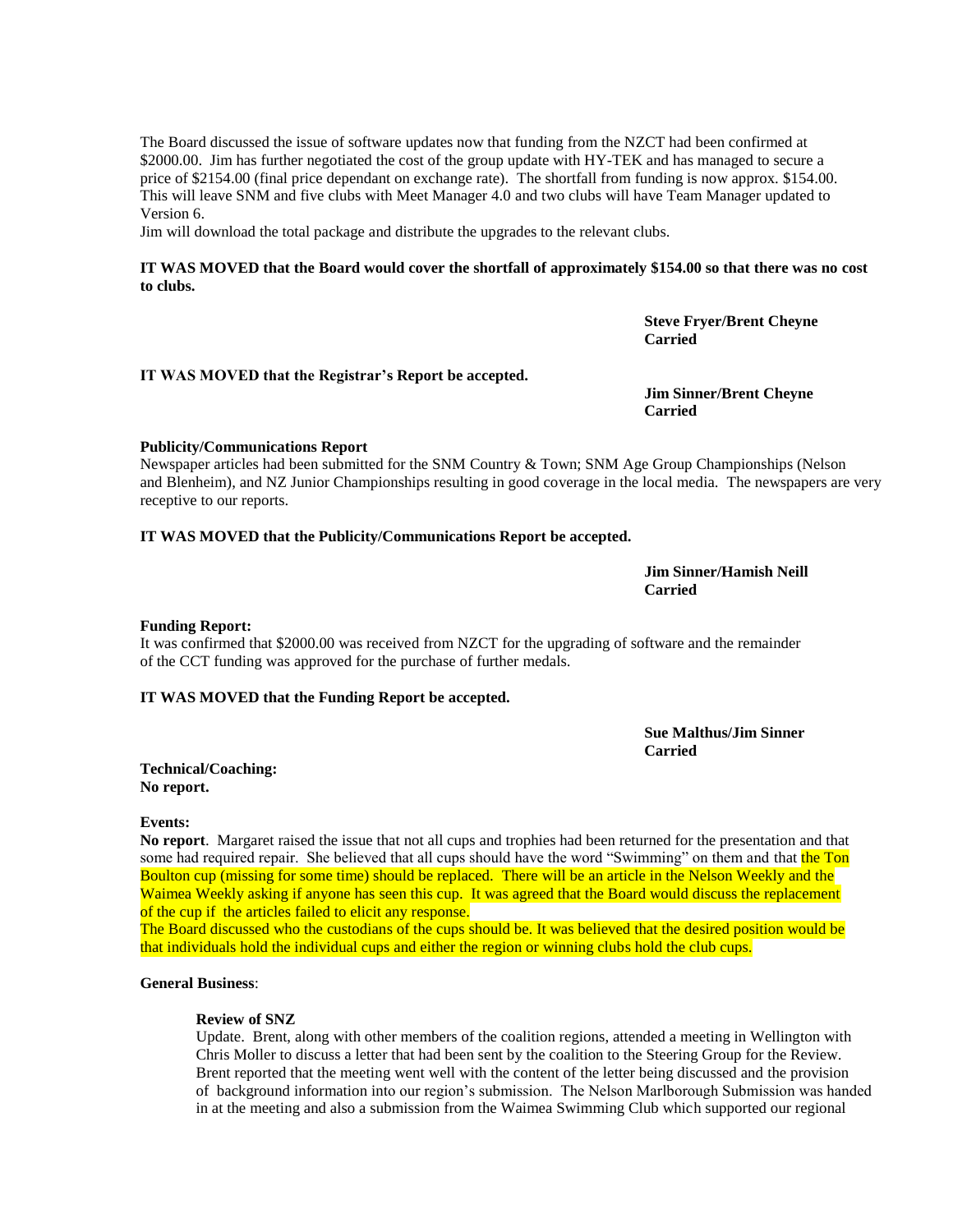The Board discussed the issue of software updates now that funding from the NZCT had been confirmed at $2000.00. Jim has further negotiated the cost of the group update with HY-TEK and has managed to secure a price of $2154.00 (final price dependant on exchange rate). The shortfall from funding is now approx. $154.00. This will leave SNM and five clubs with Meet Manager 4.0 and two clubs will have Team Manager updated to Version 6.

Jim will download the total package and distribute the upgrades to the relevant clubs.

**IT WAS MOVED that the Board would cover the shortfall of approximately $154.00 so that there was no cost to clubs.**

**Steve Fryer/Brent Cheyne**
**Carried**

**IT WAS MOVED that the Registrar's Report be accepted.**

**Jim Sinner/Brent Cheyne**
**Carried**

**Publicity/Communications Report**

Newspaper articles had been submitted for the SNM Country & Town; SNM Age Group Championships (Nelson and Blenheim), and NZ Junior Championships resulting in good coverage in the local media. The newspapers are very receptive to our reports.

**IT WAS MOVED that the Publicity/Communications Report be accepted.**

**Jim Sinner/Hamish Neill**
**Carried**

**Funding Report:**

It was confirmed that $2000.00 was received from NZCT for the upgrading of software and the remainder of the CCT funding was approved for the purchase of further medals.

**IT WAS MOVED that the Funding Report be accepted.**

**Sue Malthus/Jim Sinner**
**Carried**

**Technical/Coaching:**
**No report.**

**Events:**

**No report**. Margaret raised the issue that not all cups and trophies had been returned for the presentation and that some had required repair. She believed that all cups should have the word "Swimming" on them and that the Ton Boulton cup (missing for some time) should be replaced. There will be an article in the Nelson Weekly and the Waimea Weekly asking if anyone has seen this cup. It was agreed that the Board would discuss the replacement of the cup if the articles failed to elicit any response.

The Board discussed who the custodians of the cups should be. It was believed that the desired position would be that individuals hold the individual cups and either the region or winning clubs hold the club cups.

**General Business**:

**Review of SNZ**

Update. Brent, along with other members of the coalition regions, attended a meeting in Wellington with Chris Moller to discuss a letter that had been sent by the coalition to the Steering Group for the Review. Brent reported that the meeting went well with the content of the letter being discussed and the provision of background information into our region's submission. The Nelson Marlborough Submission was handed in at the meeting and also a submission from the Waimea Swimming Club which supported our regional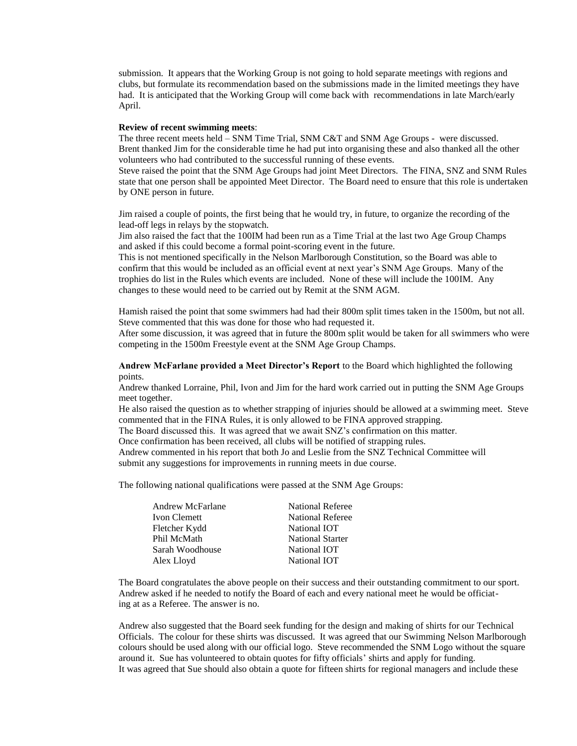submission. It appears that the Working Group is not going to hold separate meetings with regions and clubs, but formulate its recommendation based on the submissions made in the limited meetings they have had. It is anticipated that the Working Group will come back with recommendations in late March/early April.

**Review of recent swimming meets**:
The three recent meets held – SNM Time Trial, SNM C&T and SNM Age Groups - were discussed. Brent thanked Jim for the considerable time he had put into organising these and also thanked all the other volunteers who had contributed to the successful running of these events.
Steve raised the point that the SNM Age Groups had joint Meet Directors. The FINA, SNZ and SNM Rules state that one person shall be appointed Meet Director. The Board need to ensure that this role is undertaken by ONE person in future.

Jim raised a couple of points, the first being that he would try, in future, to organize the recording of the lead-off legs in relays by the stopwatch.
Jim also raised the fact that the 100IM had been run as a Time Trial at the last two Age Group Champs and asked if this could become a formal point-scoring event in the future.
This is not mentioned specifically in the Nelson Marlborough Constitution, so the Board was able to confirm that this would be included as an official event at next year's SNM Age Groups. Many of the trophies do list in the Rules which events are included. None of these will include the 100IM. Any changes to these would need to be carried out by Remit at the SNM AGM.

Hamish raised the point that some swimmers had had their 800m split times taken in the 1500m, but not all. Steve commented that this was done for those who had requested it.
After some discussion, it was agreed that in future the 800m split would be taken for all swimmers who were competing in the 1500m Freestyle event at the SNM Age Group Champs.

**Andrew McFarlane provided a Meet Director's Report** to the Board which highlighted the following points.
Andrew thanked Lorraine, Phil, Ivon and Jim for the hard work carried out in putting the SNM Age Groups meet together.
He also raised the question as to whether strapping of injuries should be allowed at a swimming meet. Steve commented that in the FINA Rules, it is only allowed to be FINA approved strapping.
The Board discussed this. It was agreed that we await SNZ's confirmation on this matter.
Once confirmation has been received, all clubs will be notified of strapping rules.
Andrew commented in his report that both Jo and Leslie from the SNZ Technical Committee will submit any suggestions for improvements in running meets in due course.

The following national qualifications were passed at the SNM Age Groups:

| | |
|---|---|
| Andrew McFarlane | National Referee |
| Ivon Clemett | National Referee |
| Fletcher Kydd | National IOT |
| Phil McMath | National Starter |
| Sarah Woodhouse | National IOT |
| Alex Lloyd | National IOT |

The Board congratulates the above people on their success and their outstanding commitment to our sport. Andrew asked if he needed to notify the Board of each and every national meet he would be officiating at as a Referee. The answer is no.

Andrew also suggested that the Board seek funding for the design and making of shirts for our Technical Officials. The colour for these shirts was discussed. It was agreed that our Swimming Nelson Marlborough colours should be used along with our official logo. Steve recommended the SNM Logo without the square around it. Sue has volunteered to obtain quotes for fifty officials' shirts and apply for funding.
It was agreed that Sue should also obtain a quote for fifteen shirts for regional managers and include these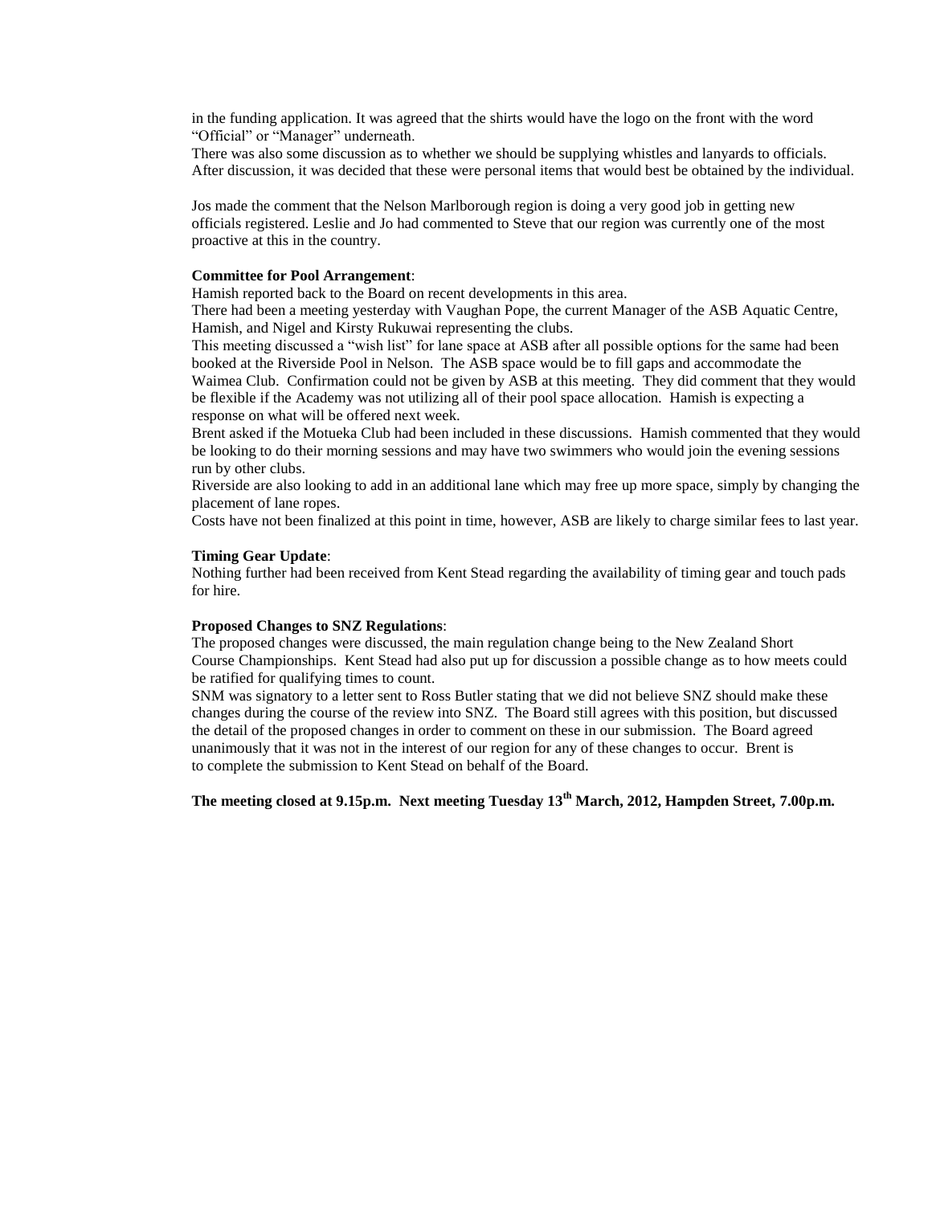in the funding application. It was agreed that the shirts would have the logo on the front with the word "Official" or "Manager" underneath.
There was also some discussion as to whether we should be supplying whistles and lanyards to officials. After discussion, it was decided that these were personal items that would best be obtained by the individual.

Jos made the comment that the Nelson Marlborough region is doing a very good job in getting new officials registered. Leslie and Jo had commented to Steve that our region was currently one of the most proactive at this in the country.

**Committee for Pool Arrangement**:
Hamish reported back to the Board on recent developments in this area.
There had been a meeting yesterday with Vaughan Pope, the current Manager of the ASB Aquatic Centre, Hamish, and Nigel and Kirsty Rukuwai representing the clubs.
This meeting discussed a "wish list" for lane space at ASB after all possible options for the same had been booked at the Riverside Pool in Nelson. The ASB space would be to fill gaps and accommodate the Waimea Club. Confirmation could not be given by ASB at this meeting. They did comment that they would be flexible if the Academy was not utilizing all of their pool space allocation. Hamish is expecting a response on what will be offered next week.
Brent asked if the Motueka Club had been included in these discussions. Hamish commented that they would be looking to do their morning sessions and may have two swimmers who would join the evening sessions run by other clubs.
Riverside are also looking to add in an additional lane which may free up more space, simply by changing the placement of lane ropes.
Costs have not been finalized at this point in time, however, ASB are likely to charge similar fees to last year.

**Timing Gear Update**:
Nothing further had been received from Kent Stead regarding the availability of timing gear and touch pads for hire.

**Proposed Changes to SNZ Regulations**:
The proposed changes were discussed, the main regulation change being to the New Zealand Short Course Championships. Kent Stead had also put up for discussion a possible change as to how meets could be ratified for qualifying times to count.
SNM was signatory to a letter sent to Ross Butler stating that we did not believe SNZ should make these changes during the course of the review into SNZ. The Board still agrees with this position, but discussed the detail of the proposed changes in order to comment on these in our submission. The Board agreed unanimously that it was not in the interest of our region for any of these changes to occur. Brent is to complete the submission to Kent Stead on behalf of the Board.

**The meeting closed at 9.15p.m. Next meeting Tuesday 13th March, 2012, Hampden Street, 7.00p.m.**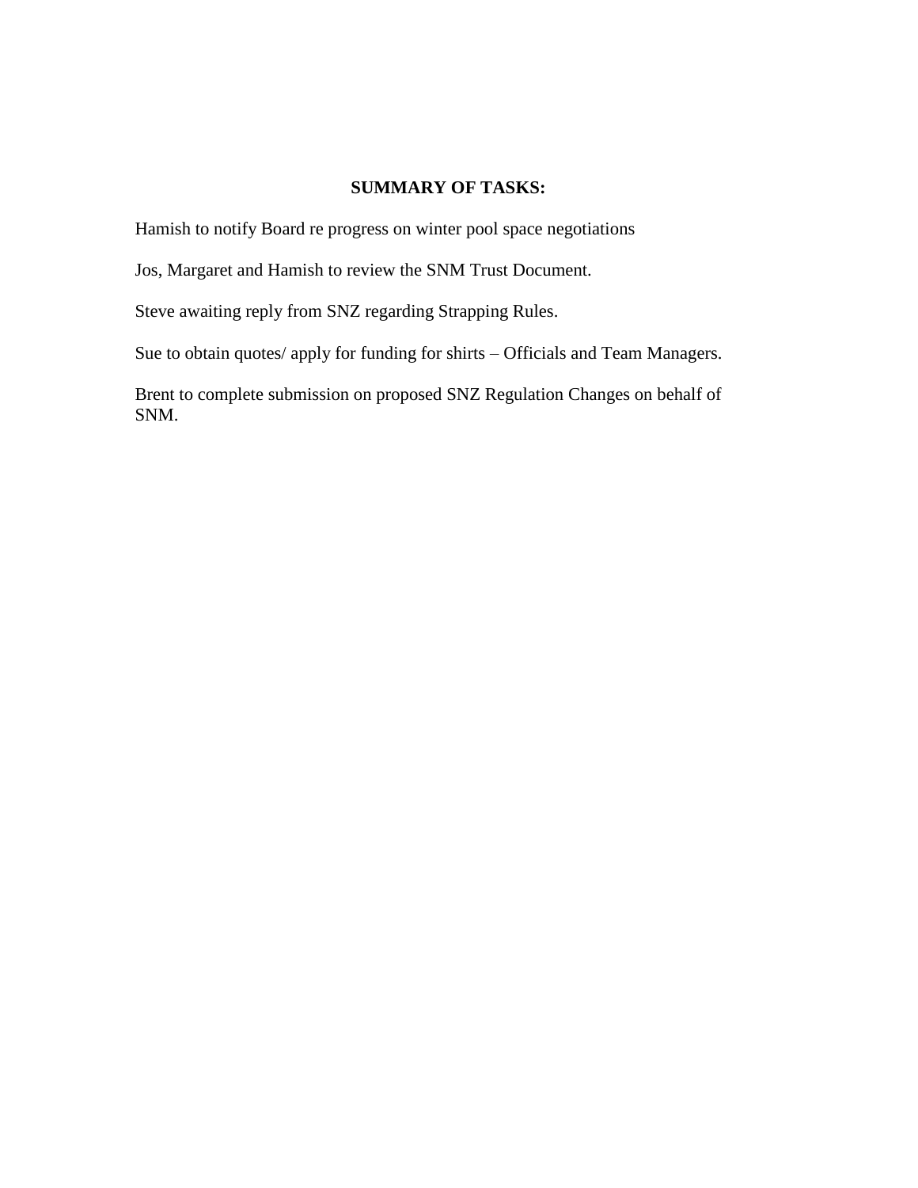## SUMMARY OF TASKS:

Hamish to notify Board re progress on winter pool space negotiations

Jos, Margaret and Hamish to review the SNM Trust Document.

Steve awaiting reply from SNZ regarding Strapping Rules.

Sue to obtain quotes/ apply for funding for shirts – Officials and Team Managers.

Brent to complete submission on proposed SNZ Regulation Changes on behalf of SNM.